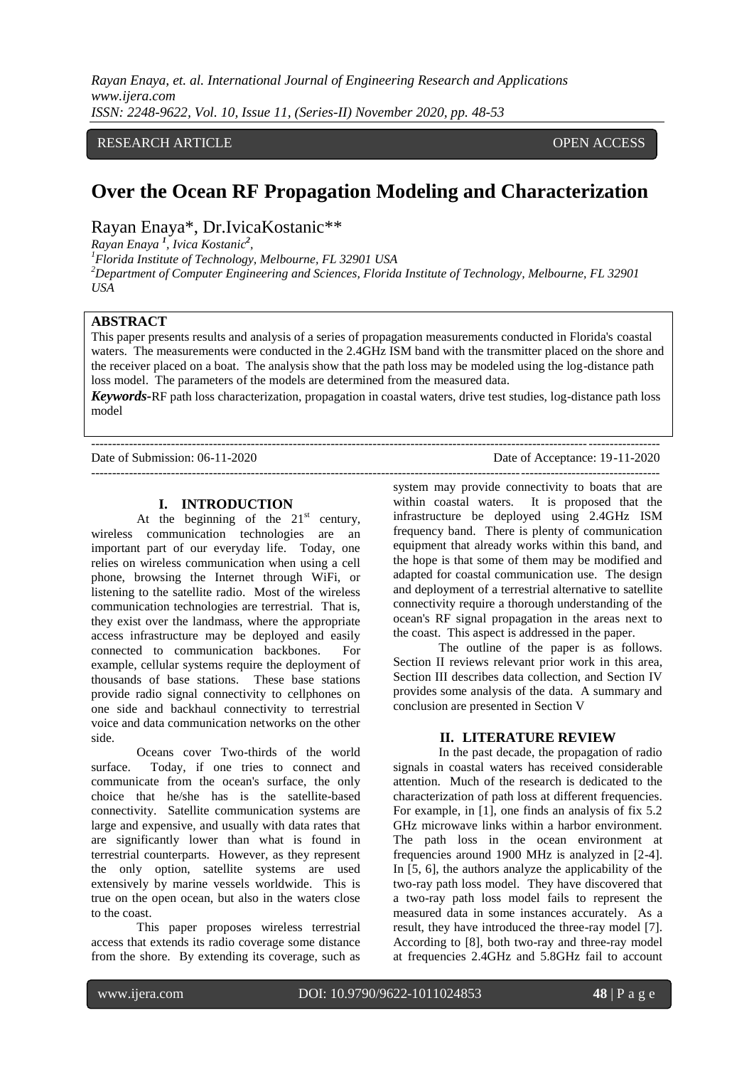RESEARCH ARTICLE OPEN ACCESS

# Over the Ocean RF Propagation Modeling and Characterization

Rayan Enaya*, Dr.IvicaKostanic**

*Rayan Enaya [1], Ivica Kostanic[2],*

*[1]Florida Institute of Technology, Melbourne, FL 32901 USA*

*[2]Department of Computer Engineering and Sciences, Florida Institute of Technology, Melbourne, FL 32901 USA*

## ABSTRACT

This paper presents results and analysis of a series of propagation measurements conducted in Florida's coastal waters. The measurements were conducted in the 2.4GHz ISM band with the transmitter placed on the shore and the receiver placed on a boat. The analysis show that the path loss may be modeled using the log-distance path loss model. The parameters of the models are determined from the measured data.

***Keywords*-**RF path loss characterization, propagation in coastal waters, drive test studies, log-distance path loss model

---

Date of Submission: 06-11-2020 Date of Acceptance: 19-11-2020

---

## I. INTRODUCTION

At the beginning of the 21st century, wireless communication technologies are an important part of our everyday life. Today, one relies on wireless communication when using a cell phone, browsing the Internet through WiFi, or listening to the satellite radio. Most of the wireless communication technologies are terrestrial. That is, they exist over the landmass, where the appropriate access infrastructure may be deployed and easily connected to communication backbones. For example, cellular systems require the deployment of thousands of base stations. These base stations provide radio signal connectivity to cellphones on one side and backhaul connectivity to terrestrial voice and data communication networks on the other side.

Oceans cover Two-thirds of the world surface. Today, if one tries to connect and communicate from the ocean's surface, the only choice that he/she has is the satellite-based connectivity. Satellite communication systems are large and expensive, and usually with data rates that are significantly lower than what is found in terrestrial counterparts. However, as they represent the only option, satellite systems are used extensively by marine vessels worldwide. This is true on the open ocean, but also in the waters close to the coast.

This paper proposes wireless terrestrial access that extends its radio coverage some distance from the shore. By extending its coverage, such as system may provide connectivity to boats that are within coastal waters. It is proposed that the infrastructure be deployed using 2.4GHz ISM frequency band. There is plenty of communication equipment that already works within this band, and the hope is that some of them may be modified and adapted for coastal communication use. The design and deployment of a terrestrial alternative to satellite connectivity require a thorough understanding of the ocean's RF signal propagation in the areas next to the coast. This aspect is addressed in the paper.

The outline of the paper is as follows. Section II reviews relevant prior work in this area, Section III describes data collection, and Section IV provides some analysis of the data. A summary and conclusion are presented in Section V

## II. LITERATURE REVIEW

In the past decade, the propagation of radio signals in coastal waters has received considerable attention. Much of the research is dedicated to the characterization of path loss at different frequencies. For example, in [1], one finds an analysis of fix 5.2 GHz microwave links within a harbor environment. The path loss in the ocean environment at frequencies around 1900 MHz is analyzed in [2-4]. In [5, 6], the authors analyze the applicability of the two-ray path loss model. They have discovered that a two-ray path loss model fails to represent the measured data in some instances accurately. As a result, they have introduced the three-ray model [7]. According to [8], both two-ray and three-ray model at frequencies 2.4GHz and 5.8GHz fail to account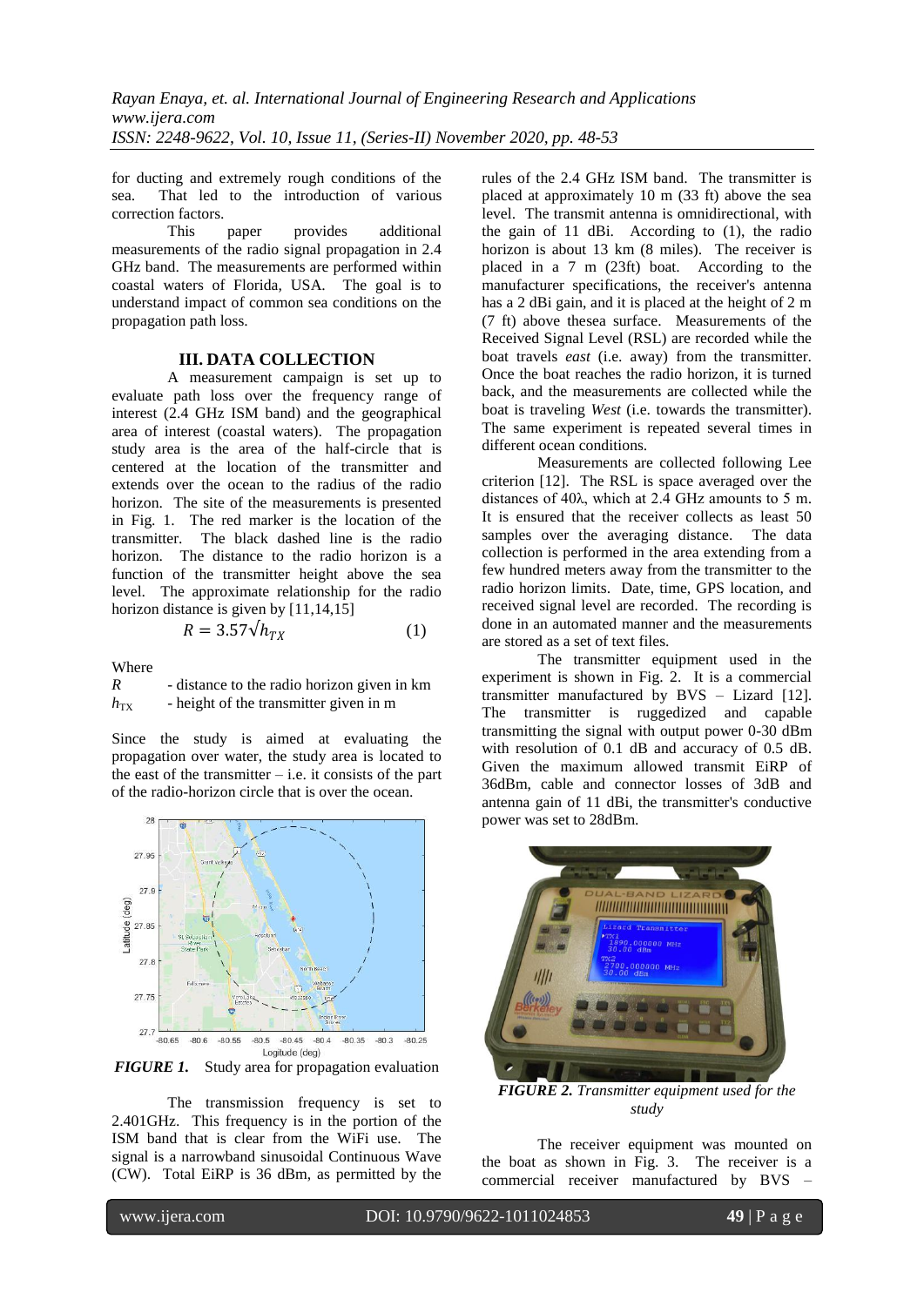for ducting and extremely rough conditions of the sea. That led to the introduction of various correction factors.

This paper provides additional measurements of the radio signal propagation in 2.4 GHz band. The measurements are performed within coastal waters of Florida, USA. The goal is to understand impact of common sea conditions on the propagation path loss.

## III. DATA COLLECTION

A measurement campaign is set up to evaluate path loss over the frequency range of interest (2.4 GHz ISM band) and the geographical area of interest (coastal waters). The propagation study area is the area of the half-circle that is centered at the location of the transmitter and extends over the ocean to the radius of the radio horizon. The site of the measurements is presented in Fig. 1. The red marker is the location of the transmitter. The black dashed line is the radio horizon. The distance to the radio horizon is a function of the transmitter height above the sea level. The approximate relationship for the radio horizon distance is given by [11,14,15]

$$R = 3.57\sqrt{h_{TX}} \qquad (1)$$

Where

$R$ - distance to the radio horizon given in km

$h_{TX}$ - height of the transmitter given in m

Since the study is aimed at evaluating the propagation over water, the study area is located to the east of the transmitter – i.e. it consists of the part of the radio-horizon circle that is over the ocean.

***FIGURE 1.*** Study area for propagation evaluation

The transmission frequency is set to 2.401GHz. This frequency is in the portion of the ISM band that is clear from the WiFi use. The signal is a narrowband sinusoidal Continuous Wave (CW). Total EiRP is 36 dBm, as permitted by the rules of the 2.4 GHz ISM band. The transmitter is placed at approximately 10 m (33 ft) above the sea level. The transmit antenna is omnidirectional, with the gain of 11 dBi. According to (1), the radio horizon is about 13 km (8 miles). The receiver is placed in a 7 m (23ft) boat. According to the manufacturer specifications, the receiver's antenna has a 2 dBi gain, and it is placed at the height of 2 m (7 ft) above thesea surface. Measurements of the Received Signal Level (RSL) are recorded while the boat travels *east* (i.e. away) from the transmitter. Once the boat reaches the radio horizon, it is turned back, and the measurements are collected while the boat is traveling *West* (i.e. towards the transmitter). The same experiment is repeated several times in different ocean conditions.

Measurements are collected following Lee criterion [12]. The RSL is space averaged over the distances of 40λ, which at 2.4 GHz amounts to 5 m. It is ensured that the receiver collects as least 50 samples over the averaging distance. The data collection is performed in the area extending from a few hundred meters away from the transmitter to the radio horizon limits. Date, time, GPS location, and received signal level are recorded. The recording is done in an automated manner and the measurements are stored as a set of text files.

The transmitter equipment used in the experiment is shown in Fig. 2. It is a commercial transmitter manufactured by BVS – Lizard [12]. The transmitter is ruggedized and capable transmitting the signal with output power 0-30 dBm with resolution of 0.1 dB and accuracy of 0.5 dB. Given the maximum allowed transmit EiRP of 36dBm, cable and connector losses of 3dB and antenna gain of 11 dBi, the transmitter's conductive power was set to 28dBm.

***FIGURE 2.*** *Transmitter equipment used for the study*

The receiver equipment was mounted on the boat as shown in Fig. 3. The receiver is a commercial receiver manufactured by BVS –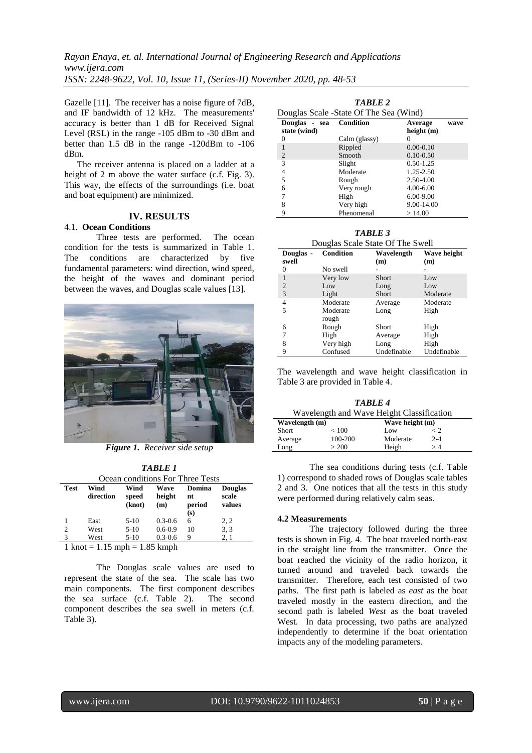Gazelle [11]. The receiver has a noise figure of 7dB, and IF bandwidth of 12 kHz. The measurements' accuracy is better than 1 dB for Received Signal Level (RSL) in the range -105 dBm to -30 dBm and better than 1.5 dB in the range -120dBm to -106 dBm.

The receiver antenna is placed on a ladder at a height of 2 m above the water surface (c.f. Fig. 3). This way, the effects of the surroundings (i.e. boat and boat equipment) are minimized.

## IV. RESULTS

### 4.1. Ocean Conditions

Three tests are performed. The ocean condition for the tests is summarized in Table 1. The conditions are characterized by five fundamental parameters: wind direction, wind speed, the height of the waves and dominant period between the waves, and Douglas scale values [13].

*Figure 1. Receiver side setup*

***TABLE 1***

Ocean conditions For Three Tests

| Test | Wind direction | Wind speed (knot) | Wave height (m) | Dominant period (s) | Douglas scale values |
|---|---|---|---|---|---|
| 1 | East | 5-10 | 0.3-0.6 | 6 | 2, 2 |
| 2 | West | 5-10 | 0.6-0.9 | 10 | 3, 3 |
| 3 | West | 5-10 | 0.3-0.6 | 9 | 2, 1 |

1 knot = 1.15 mph = 1.85 kmph

The Douglas scale values are used to represent the state of the sea. The scale has two main components. The first component describes the sea surface (c.f. Table 2). The second component describes the sea swell in meters (c.f. Table 3).

***TABLE 2***

Douglas Scale -State Of The Sea (Wind)

| Douglas - sea state (wind) | Condition | Average wave height (m) |
|---|---|---|
| 0 | Calm (glassy) | 0 |
| 1 | Rippled | 0.00-0.10 |
| 2 | Smooth | 0.10-0.50 |
| 3 | Slight | 0.50-1.25 |
| 4 | Moderate | 1.25-2.50 |
| 5 | Rough | 2.50-4.00 |
| 6 | Very rough | 4.00-6.00 |
| 7 | High | 6.00-9.00 |
| 8 | Very high | 9.00-14.00 |
| 9 | Phenomenal | > 14.00 |

***TABLE 3***

Douglas Scale State Of The Swell

| Douglas - swell | Condition | Wavelength (m) | Wave height (m) |
|---|---|---|---|
| 0 | No swell | - | - |
| 1 | Very low | Short | Low |
| 2 | Low | Long | Low |
| 3 | Light | Short | Moderate |
| 4 | Moderate | Average | Moderate |
| 5 | Moderate rough | Long | High |
| 6 | Rough | Short | High |
| 7 | High | Average | High |
| 8 | Very high | Long | High |
| 9 | Confused | Undefinable | Undefinable |

The wavelength and wave height classification in Table 3 are provided in Table 4.

***TABLE 4***

Wavelength and Wave Height Classification

| Wavelength (m) | | Wave height (m) | |
|---|---|---|---|
| Short | < 100 | Low | < 2 |
| Average | 100-200 | Moderate | 2-4 |
| Long | > 200 | Heigh | > 4 |

The sea conditions during tests (c.f. Table 1) correspond to shaded rows of Douglas scale tables 2 and 3. One notices that all the tests in this study were performed during relatively calm seas.

### 4.2 Measurements

The trajectory followed during the three tests is shown in Fig. 4. The boat traveled north-east in the straight line from the transmitter. Once the boat reached the vicinity of the radio horizon, it turned around and traveled back towards the transmitter. Therefore, each test consisted of two paths. The first path is labeled as *east* as the boat traveled mostly in the eastern direction, and the second path is labeled *West* as the boat traveled West. In data processing, two paths are analyzed independently to determine if the boat orientation impacts any of the modeling parameters.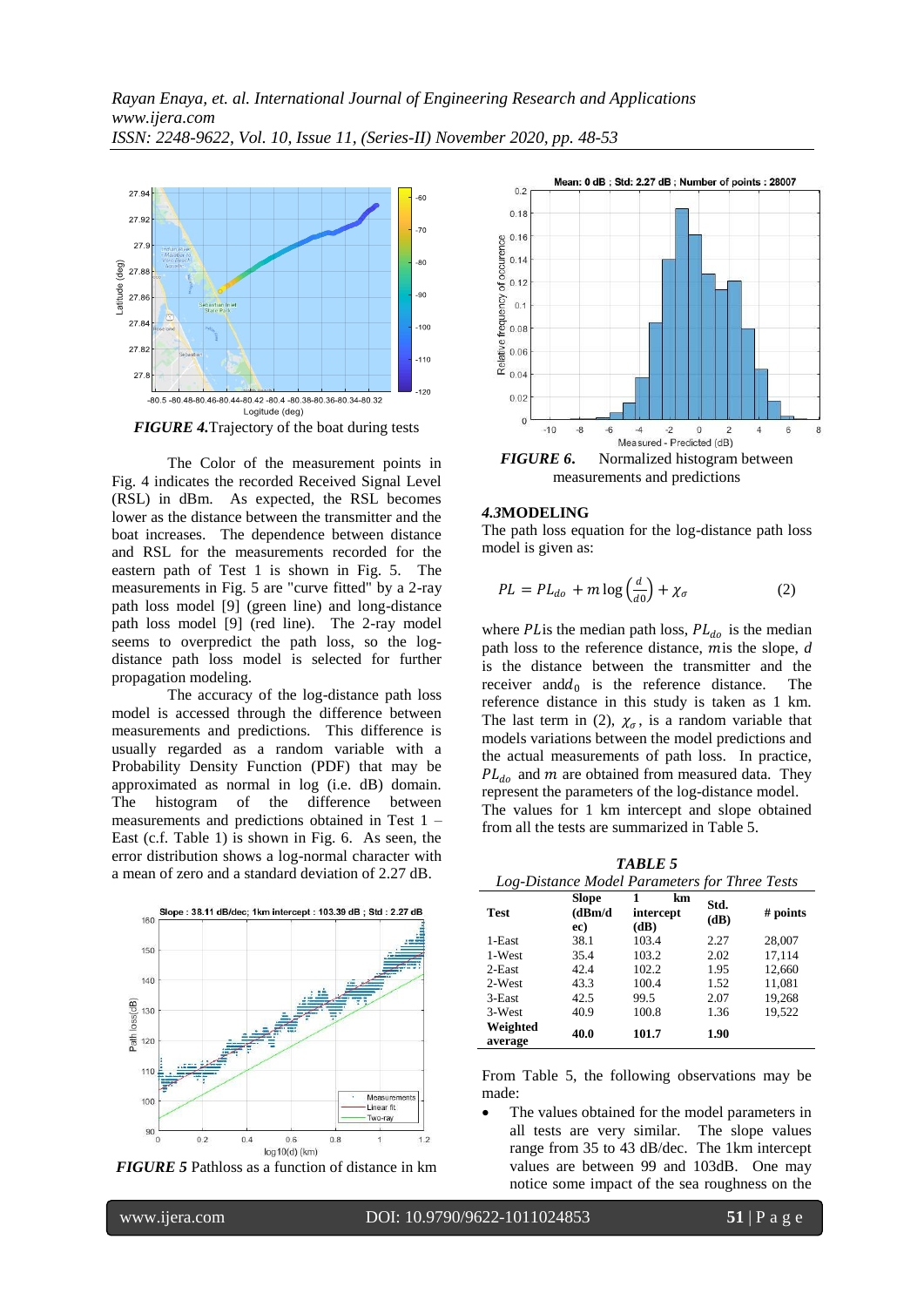*FIGURE 4.*Trajectory of the boat during tests

The Color of the measurement points in Fig. 4 indicates the recorded Received Signal Level (RSL) in dBm. As expected, the RSL becomes lower as the distance between the transmitter and the boat increases. The dependence between distance and RSL for the measurements recorded for the eastern path of Test 1 is shown in Fig. 5. The measurements in Fig. 5 are "curve fitted" by a 2-ray path loss model [9] (green line) and long-distance path loss model [9] (red line). The 2-ray model seems to overpredict the path loss, so the log-distance path loss model is selected for further propagation modeling.

The accuracy of the log-distance path loss model is accessed through the difference between measurements and predictions. This difference is usually regarded as a random variable with a Probability Density Function (PDF) that may be approximated as normal in log (i.e. dB) domain. The histogram of the difference between measurements and predictions obtained in Test 1 – East (c.f. Table 1) is shown in Fig. 6. As seen, the error distribution shows a log-normal character with a mean of zero and a standard deviation of 2.27 dB.

*FIGURE 5* Pathloss as a function of distance in km

*FIGURE 6.* Normalized histogram between measurements and predictions

### *4.3*MODELING

The path loss equation for the log-distance path loss model is given as:

$$PL = PL_{do} + m \log\left(\frac{d}{d0}\right) + \chi_{\sigma} \qquad (2)$$

where $PL$is the median path loss, $PL_{do}$ is the median path loss to the reference distance, $m$is the slope, $d$ is the distance between the transmitter and the receiver and$d_0$ is the reference distance. The reference distance in this study is taken as 1 km. The last term in (2), $\chi_{\sigma}$, is a random variable that models variations between the model predictions and the actual measurements of path loss. In practice, $PL_{do}$ and $m$ are obtained from measured data. They represent the parameters of the log-distance model. The values for 1 km intercept and slope obtained from all the tests are summarized in Table 5.

***TABLE 5***

*Log-Distance Model Parameters for Three Tests*

| Test | Slope (dBm/dec) | 1 km intercept (dB) | Std. (dB) | # points |
|---|---|---|---|---|
| 1-East | 38.1 | 103.4 | 2.27 | 28,007 |
| 1-West | 35.4 | 103.2 | 2.02 | 17,114 |
| 2-East | 42.4 | 102.2 | 1.95 | 12,660 |
| 2-West | 43.3 | 100.4 | 1.52 | 11,081 |
| 3-East | 42.5 | 99.5 | 2.07 | 19,268 |
| 3-West | 40.9 | 100.8 | 1.36 | 19,522 |
| **Weighted average** | **40.0** | **101.7** | **1.90** | |

From Table 5, the following observations may be made:

- The values obtained for the model parameters in all tests are very similar. The slope values range from 35 to 43 dB/dec. The 1km intercept values are between 99 and 103dB. One may notice some impact of the sea roughness on the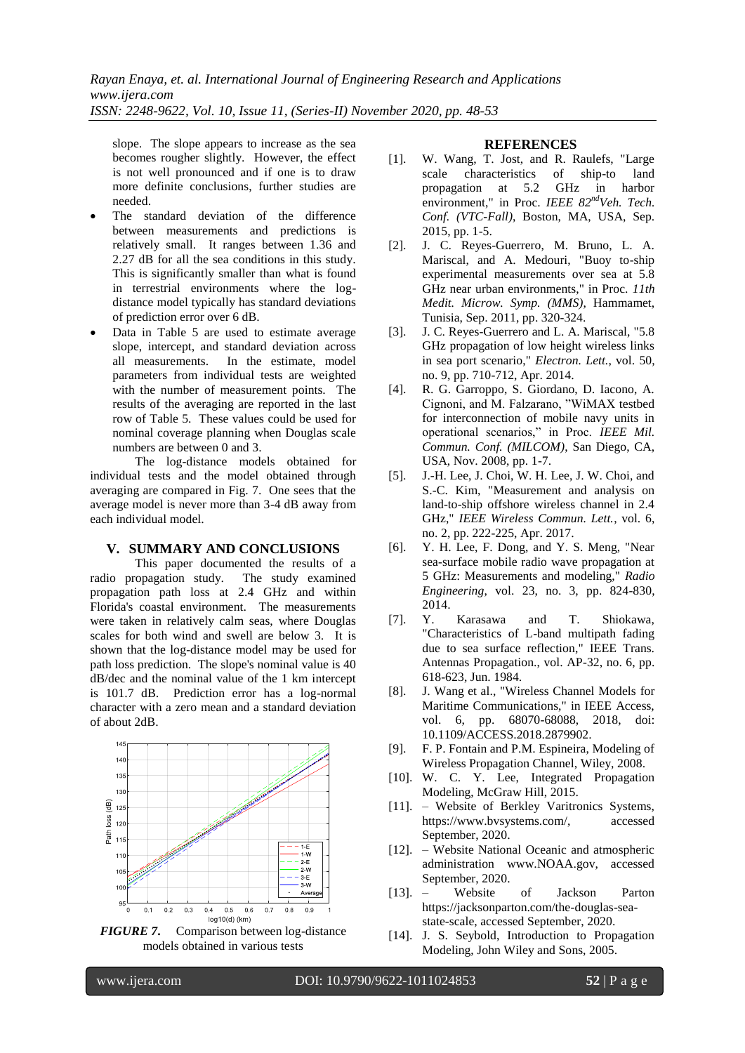slope. The slope appears to increase as the sea becomes rougher slightly. However, the effect is not well pronounced and if one is to draw more definite conclusions, further studies are needed.

- The standard deviation of the difference between measurements and predictions is relatively small. It ranges between 1.36 and 2.27 dB for all the sea conditions in this study. This is significantly smaller than what is found in terrestrial environments where the log-distance model typically has standard deviations of prediction error over 6 dB.
- Data in Table 5 are used to estimate average slope, intercept, and standard deviation across all measurements. In the estimate, model parameters from individual tests are weighted with the number of measurement points. The results of the averaging are reported in the last row of Table 5. These values could be used for nominal coverage planning when Douglas scale numbers are between 0 and 3.

The log-distance models obtained for individual tests and the model obtained through averaging are compared in Fig. 7. One sees that the average model is never more than 3-4 dB away from each individual model.

## V. SUMMARY AND CONCLUSIONS

This paper documented the results of a radio propagation study. The study examined propagation path loss at 2.4 GHz and within Florida's coastal environment. The measurements were taken in relatively calm seas, where Douglas scales for both wind and swell are below 3. It is shown that the log-distance model may be used for path loss prediction. The slope's nominal value is 40 dB/dec and the nominal value of the 1 km intercept is 101.7 dB. Prediction error has a log-normal character with a zero mean and a standard deviation of about 2dB.

***FIGURE 7.*** Comparison between log-distance models obtained in various tests

## REFERENCES

[1]. W. Wang, T. Jost, and R. Raulefs, "Large scale characteristics of ship-to land propagation at 5.2 GHz in harbor environment," in Proc. *IEEE 82nd Veh. Tech. Conf. (VTC-Fall)*, Boston, MA, USA, Sep. 2015, pp. 1-5.

[2]. J. C. Reyes-Guerrero, M. Bruno, L. A. Mariscal, and A. Medouri, "Buoy to-ship experimental measurements over sea at 5.8 GHz near urban environments," in Proc. *11th Medit. Microw. Symp. (MMS)*, Hammamet, Tunisia, Sep. 2011, pp. 320-324.

[3]. J. C. Reyes-Guerrero and L. A. Mariscal, "5.8 GHz propagation of low height wireless links in sea port scenario," *Electron. Lett.*, vol. 50, no. 9, pp. 710-712, Apr. 2014.

[4]. R. G. Garroppo, S. Giordano, D. Iacono, A. Cignoni, and M. Falzarano, "WiMAX testbed for interconnection of mobile navy units in operational scenarios," in Proc. *IEEE Mil. Commun. Conf. (MILCOM)*, San Diego, CA, USA, Nov. 2008, pp. 1-7.

[5]. J.-H. Lee, J. Choi, W. H. Lee, J. W. Choi, and S.-C. Kim, "Measurement and analysis on land-to-ship offshore wireless channel in 2.4 GHz," *IEEE Wireless Commun. Lett.*, vol. 6, no. 2, pp. 222-225, Apr. 2017.

[6]. Y. H. Lee, F. Dong, and Y. S. Meng, "Near sea-surface mobile radio wave propagation at 5 GHz: Measurements and modeling," *Radio Engineering*, vol. 23, no. 3, pp. 824-830, 2014.

[7]. Y. Karasawa and T. Shiokawa, "Characteristics of L-band multipath fading due to sea surface reflection," IEEE Trans. Antennas Propagation., vol. AP-32, no. 6, pp. 618-623, Jun. 1984.

[8]. J. Wang et al., "Wireless Channel Models for Maritime Communications," in IEEE Access, vol. 6, pp. 68070-68088, 2018, doi: 10.1109/ACCESS.2018.2879902.

[9]. F. P. Fontain and P.M. Espineira, Modeling of Wireless Propagation Channel, Wiley, 2008.

[10]. W. C. Y. Lee, Integrated Propagation Modeling, McGraw Hill, 2015.

[11]. – Website of Berkley Varitronics Systems, https://www.bvsystems.com/, accessed September, 2020.

[12]. – Website National Oceanic and atmospheric administration www.NOAA.gov, accessed September, 2020.

[13]. – Website of Jackson Parton https://jacksonparton.com/the-douglas-sea-state-scale, accessed September, 2020.

[14]. J. S. Seybold, Introduction to Propagation Modeling, John Wiley and Sons, 2005.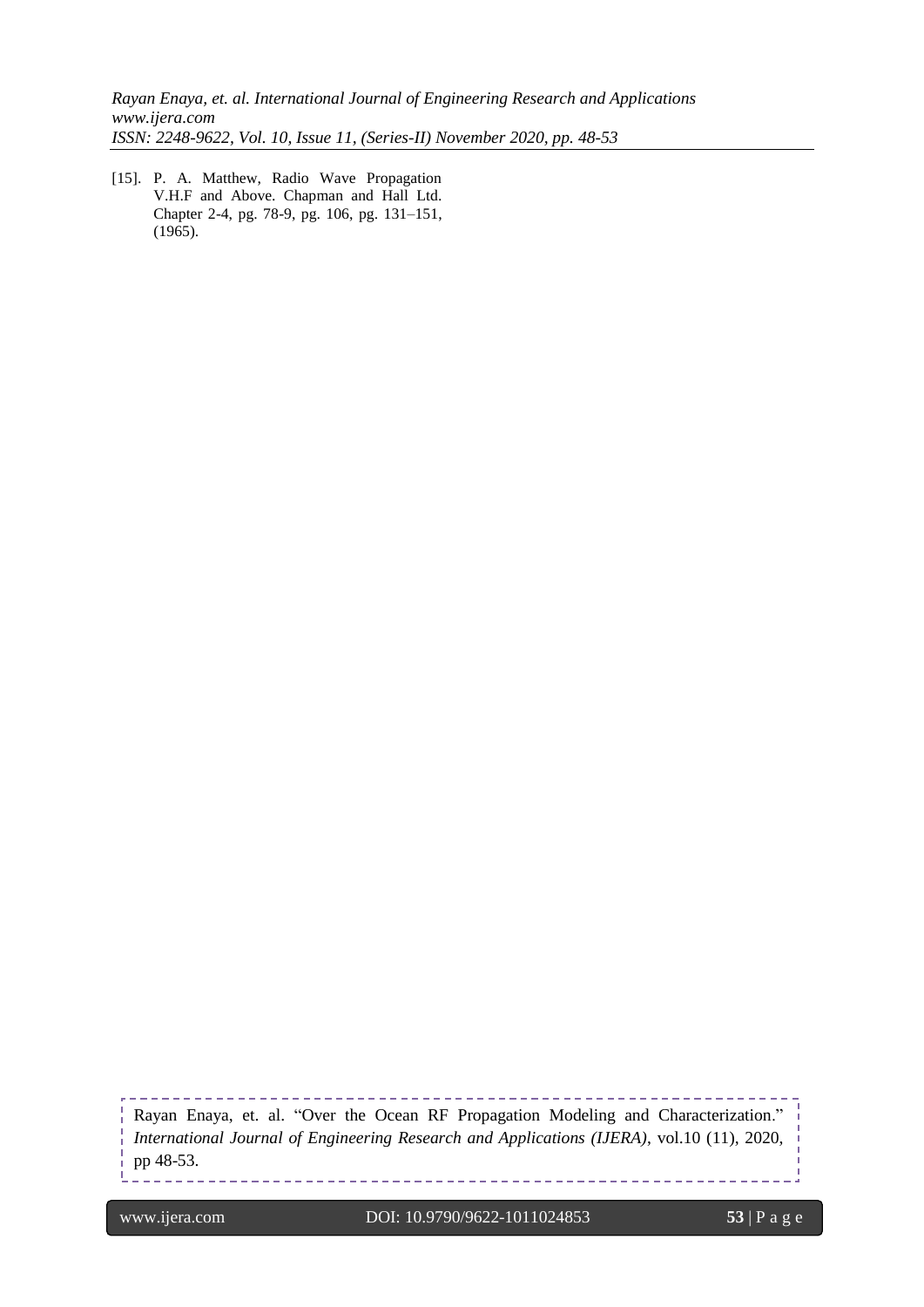[15]. P. A. Matthew, Radio Wave Propagation V.H.F and Above. Chapman and Hall Ltd. Chapter 2-4, pg. 78-9, pg. 106, pg. 131–151, (1965).

Rayan Enaya, et. al. "Over the Ocean RF Propagation Modeling and Characterization." *International Journal of Engineering Research and Applications (IJERA)*, vol.10 (11), 2020, pp 48-53.